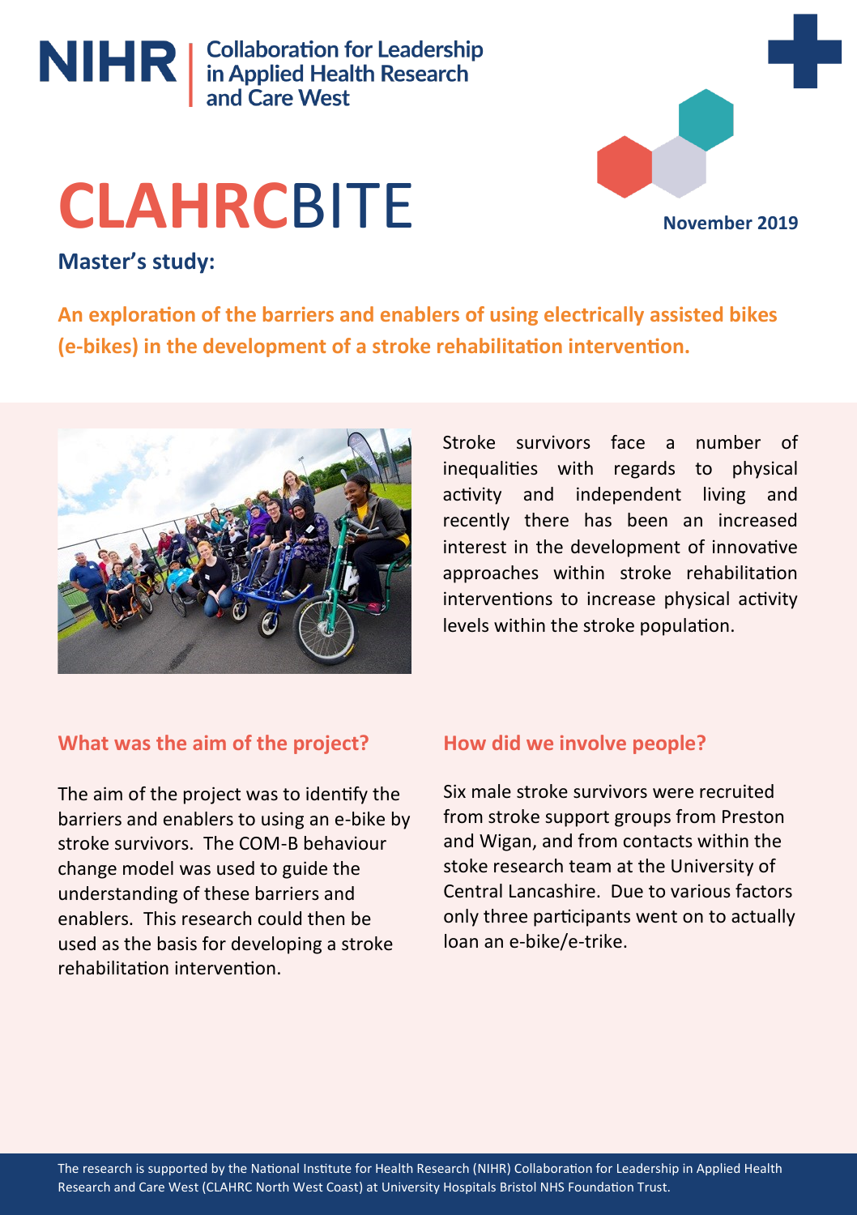NIHR | Collaboration for Leadership in Applied Health Research and Care West

# CLAHRCBITE

November 2019

**Master's study:**

## An exploration of the barriers and enablers of using electrically assisted bikes (e-bikes) in the development of a stroke rehabilitation intervention.

Stroke survivors face a number of inequalities with regards to physical activity and independent living and recently there has been an increased interest in the development of innovative approaches within stroke rehabilitation interventions to increase physical activity levels within the stroke population.

### What was the aim of the project?

The aim of the project was to identify the barriers and enablers to using an e-bike by stroke survivors. The COM-B behaviour change model was used to guide the understanding of these barriers and enablers. This research could then be used as the basis for developing a stroke rehabilitation intervention.

### How did we involve people?

Six male stroke survivors were recruited from stroke support groups from Preston and Wigan, and from contacts within the stoke research team at the University of Central Lancashire. Due to various factors only three participants went on to actually loan an e-bike/e-trike.

The research is supported by the National Institute for Health Research (NIHR) Collaboration for Leadership in Applied Health Research and Care West (CLAHRC North West Coast) at University Hospitals Bristol NHS Foundation Trust.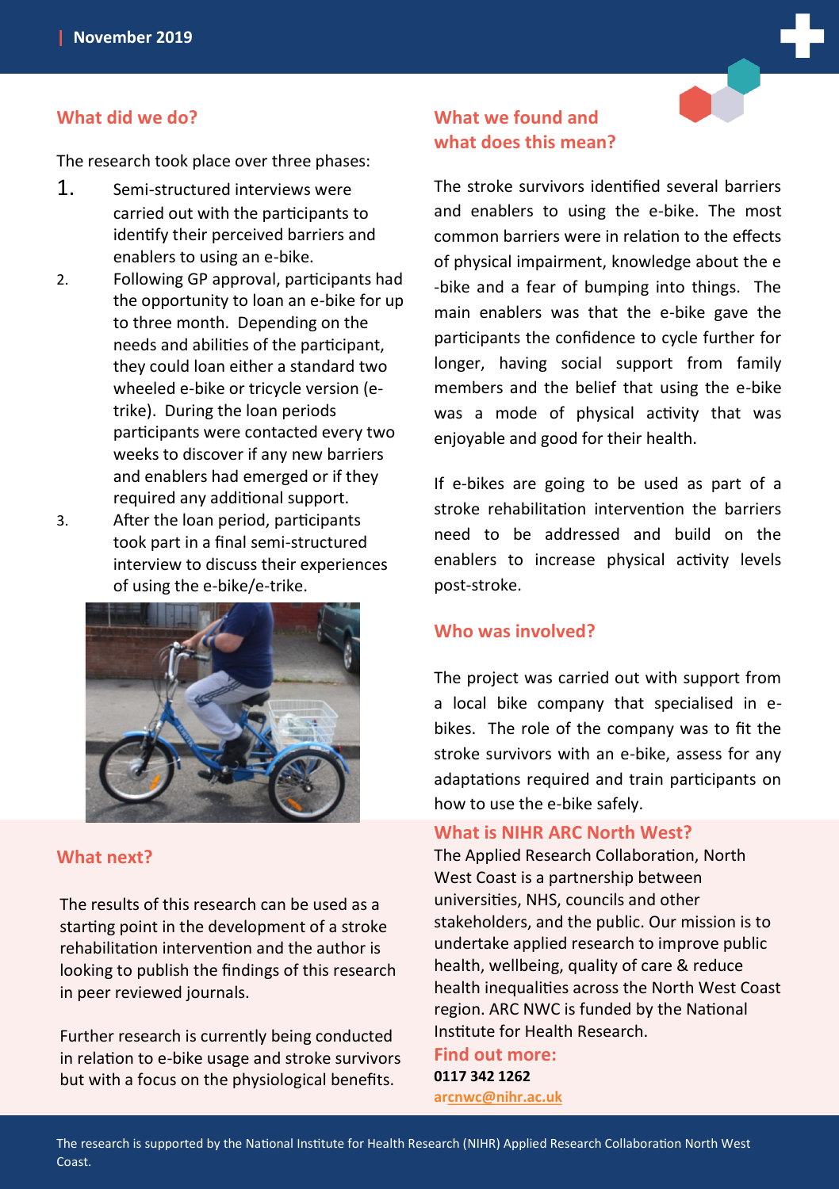## What did we do?

The research took place over three phases:

1. Semi-structured interviews were carried out with the participants to identify their perceived barriers and enablers to using an e-bike.
2. Following GP approval, participants had the opportunity to loan an e-bike for up to three month. Depending on the needs and abilities of the participant, they could loan either a standard two wheeled e-bike or tricycle version (e-trike). During the loan periods participants were contacted every two weeks to discover if any new barriers and enablers had emerged or if they required any additional support.
3. After the loan period, participants took part in a final semi-structured interview to discuss their experiences of using the e-bike/e-trike.

## What we found and what does this mean?

The stroke survivors identified several barriers and enablers to using the e-bike. The most common barriers were in relation to the effects of physical impairment, knowledge about the e-bike and a fear of bumping into things. The main enablers was that the e-bike gave the participants the confidence to cycle further for longer, having social support from family members and the belief that using the e-bike was a mode of physical activity that was enjoyable and good for their health.

If e-bikes are going to be used as part of a stroke rehabilitation intervention the barriers need to be addressed and build on the enablers to increase physical activity levels post-stroke.

## Who was involved?

The project was carried out with support from a local bike company that specialised in e-bikes. The role of the company was to fit the stroke survivors with an e-bike, assess for any adaptations required and train participants on how to use the e-bike safely.

## What next?

The results of this research can be used as a starting point in the development of a stroke rehabilitation intervention and the author is looking to publish the findings of this research in peer reviewed journals.

Further research is currently being conducted in relation to e-bike usage and stroke survivors but with a focus on the physiological benefits.

## What is NIHR ARC North West?

The Applied Research Collaboration, North West Coast is a partnership between universities, NHS, councils and other stakeholders, and the public. Our mission is to undertake applied research to improve public health, wellbeing, quality of care & reduce health inequalities across the North West Coast region. ARC NWC is funded by the National Institute for Health Research.

## Find out more:

**0117 342 1262**

arcnwc@nihr.ac.uk

The research is supported by the National Institute for Health Research (NIHR) Applied Research Collaboration North West Coast.